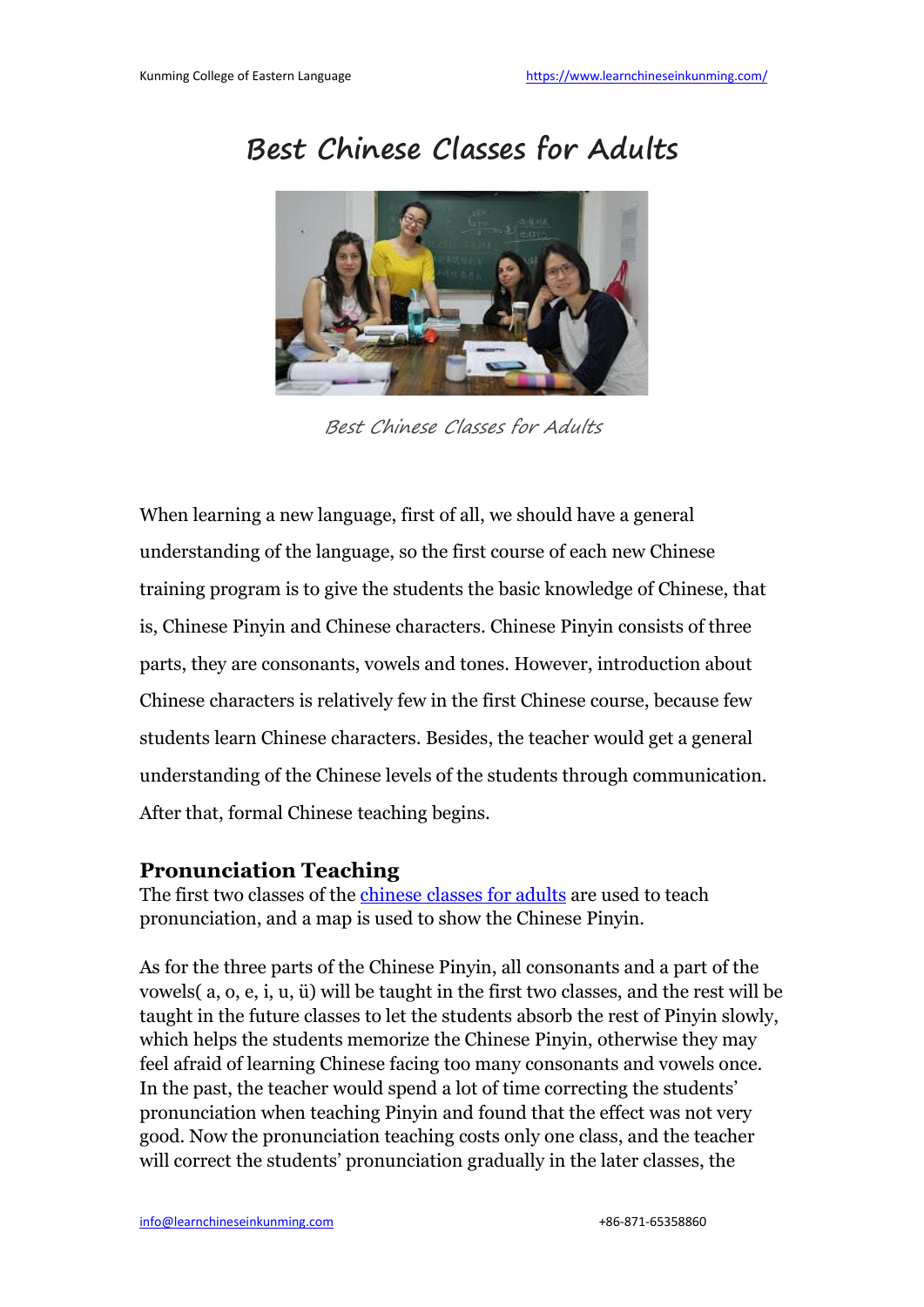# Best Chinese Classes for Adults

Best Chinese Classes for Adults

When learning a new language, first of all, we should have a general understanding of the language, so the first course of each new Chinese training program is to give the students the basic knowledge of Chinese, that is, Chinese Pinyin and Chinese characters. Chinese Pinyin consists of three parts, they are consonants, vowels and tones. However, introduction about Chinese characters is relatively few in the first Chinese course, because few students learn Chinese characters. Besides, the teacher would get a general understanding of the Chinese levels of the students through communication. After that, formal Chinese teaching begins.

## Pronunciation Teaching

The first two classes of the [chinese classes for adults](https://www.learnchineseinkunming.com/) are used to teach pronunciation, and a map is used to show the Chinese Pinyin.

As for the three parts of the Chinese Pinyin, all consonants and a part of the vowels( a, o, e, i, u, ü) will be taught in the first two classes, and the rest will be taught in the future classes to let the students absorb the rest of Pinyin slowly, which helps the students memorize the Chinese Pinyin, otherwise they may feel afraid of learning Chinese facing too many consonants and vowels once. In the past, the teacher would spend a lot of time correcting the students' pronunciation when teaching Pinyin and found that the effect was not very good. Now the pronunciation teaching costs only one class, and the teacher will correct the students' pronunciation gradually in the later classes, the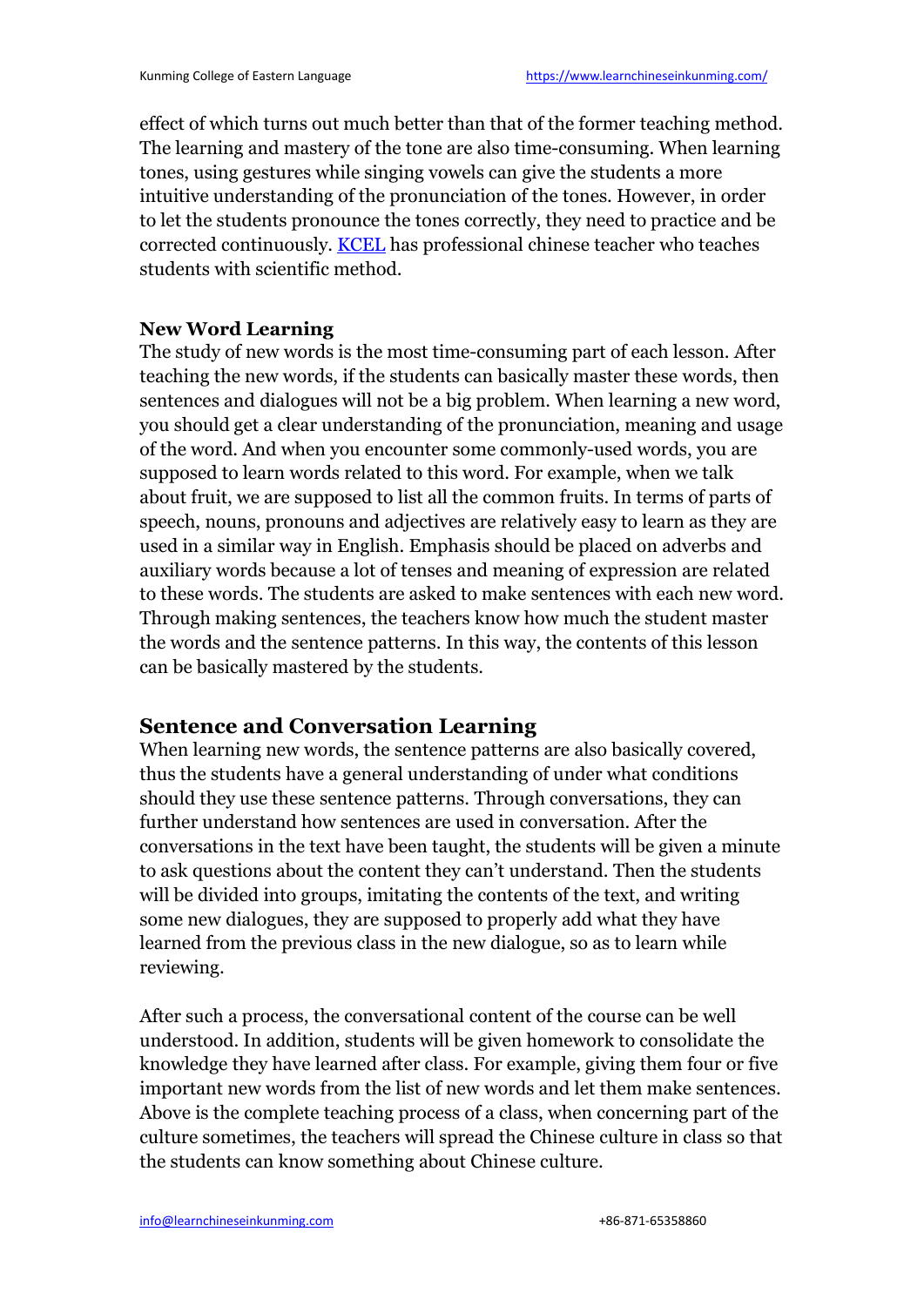effect of which turns out much better than that of the former teaching method. The learning and mastery of the tone are also time-consuming. When learning tones, using gestures while singing vowels can give the students a more intuitive understanding of the pronunciation of the tones. However, in order to let the students pronounce the tones correctly, they need to practice and be corrected continuously. [KCEL](https://www.learnchineseinkunming.com/) has professional chinese teacher who teaches students with scientific method.

**New Word Learning**

The study of new words is the most time-consuming part of each lesson. After teaching the new words, if the students can basically master these words, then sentences and dialogues will not be a big problem. When learning a new word, you should get a clear understanding of the pronunciation, meaning and usage of the word. And when you encounter some commonly-used words, you are supposed to learn words related to this word. For example, when we talk about fruit, we are supposed to list all the common fruits. In terms of parts of speech, nouns, pronouns and adjectives are relatively easy to learn as they are used in a similar way in English. Emphasis should be placed on adverbs and auxiliary words because a lot of tenses and meaning of expression are related to these words. The students are asked to make sentences with each new word. Through making sentences, the teachers know how much the student master the words and the sentence patterns. In this way, the contents of this lesson can be basically mastered by the students.

## Sentence and Conversation Learning

When learning new words, the sentence patterns are also basically covered, thus the students have a general understanding of under what conditions should they use these sentence patterns. Through conversations, they can further understand how sentences are used in conversation. After the conversations in the text have been taught, the students will be given a minute to ask questions about the content they can't understand. Then the students will be divided into groups, imitating the contents of the text, and writing some new dialogues, they are supposed to properly add what they have learned from the previous class in the new dialogue, so as to learn while reviewing.

After such a process, the conversational content of the course can be well understood. In addition, students will be given homework to consolidate the knowledge they have learned after class. For example, giving them four or five important new words from the list of new words and let them make sentences. Above is the complete teaching process of a class, when concerning part of the culture sometimes, the teachers will spread the Chinese culture in class so that the students can know something about Chinese culture.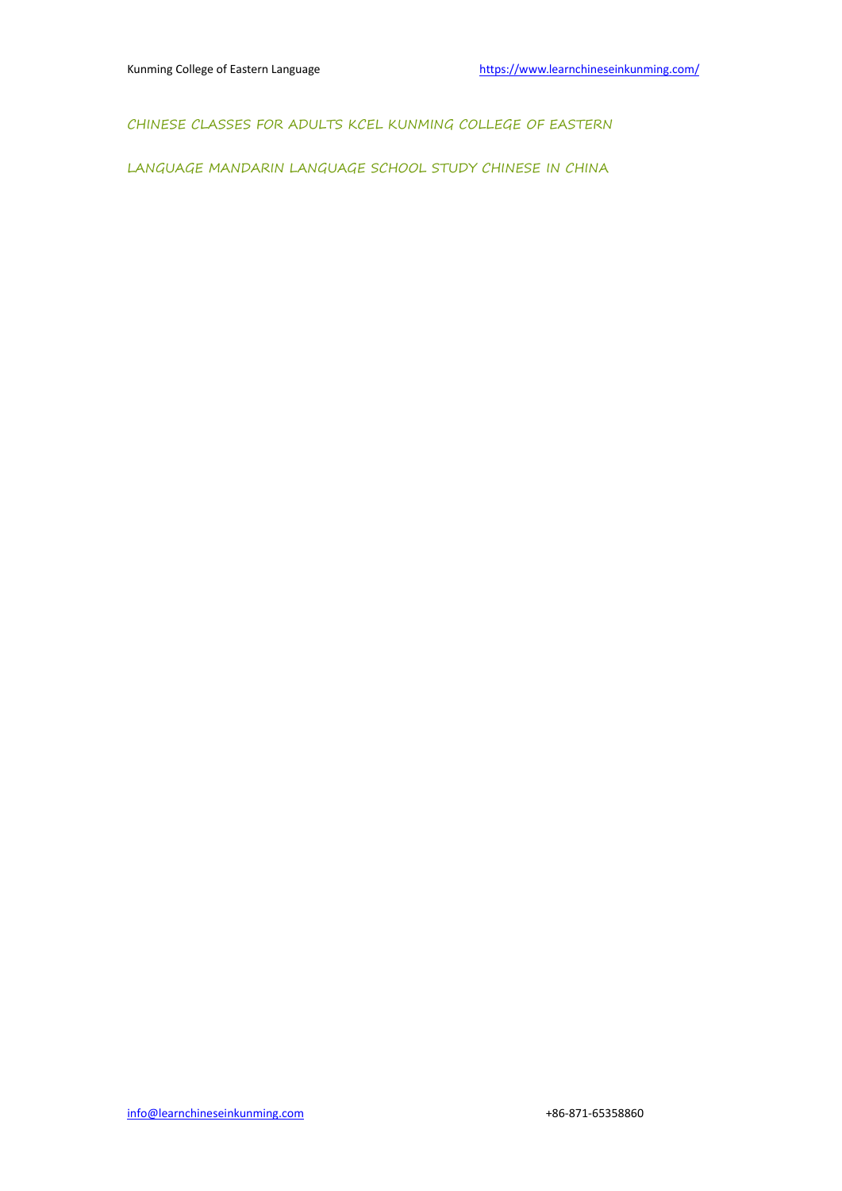CHINESE CLASSES FOR ADULTS KCEL KUNMING COLLEGE OF EASTERN LANGUAGE MANDARIN LANGUAGE SCHOOL STUDY CHINESE IN CHINA